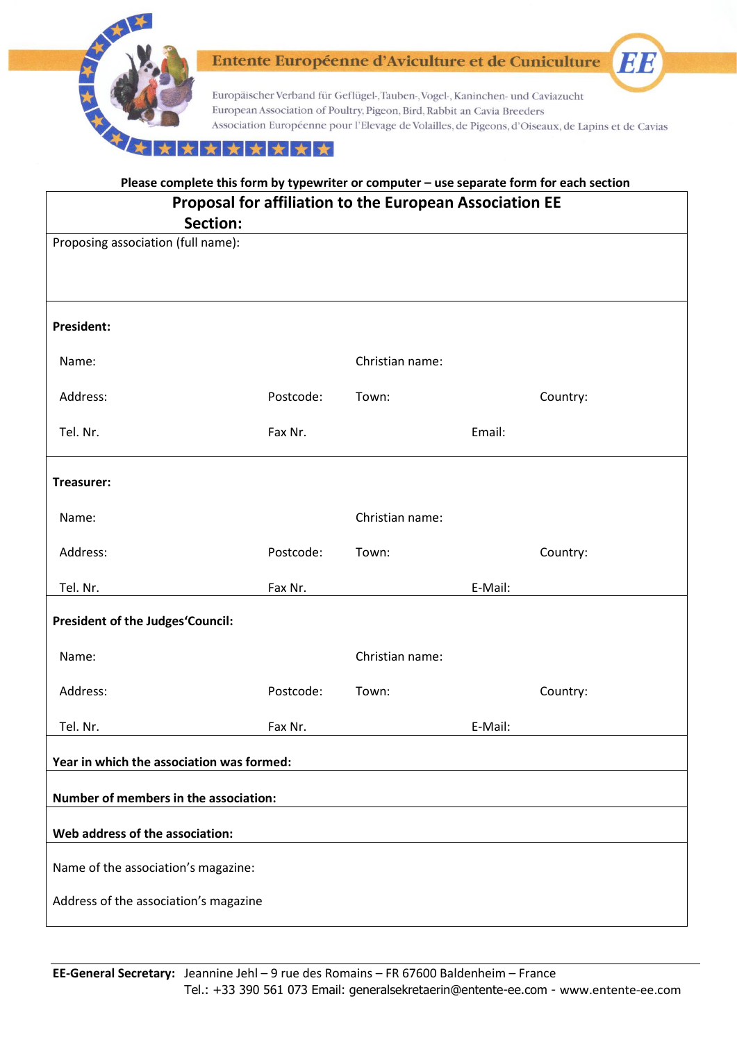**Entente Européenne d'Aviculture et de Cuniculture** EE

Europäischer Verband für Geflügel-,Tauben-, Vogel-, Kaninchen- und Caviazucht
European Association of Poultry, Pigeon, Bird, Rabbit an Cavia Breeders
Association Européenne pour l'Elevage de Volailles, de Pigeons, d'Oiseaux, de Lapins et de Cavias

**Please complete this form by typewriter or computer – use separate form for each section**

## Proposal for affiliation to the European Association EE

**Section:**

Proposing association (full name):

**President:**

Name: Christian name:

Address: Postcode: Town: Country:

Tel. Nr. Fax Nr. Email:

**Treasurer:**

Name: Christian name:

Address: Postcode: Town: Country:

Tel. Nr. Fax Nr. E-Mail:

**President of the Judges'Council:**

Name: Christian name:

Address: Postcode: Town: Country:

Tel. Nr. Fax Nr. E-Mail:

**Year in which the association was formed:**

**Number of members in the association:**

**Web address of the association:**

Name of the association's magazine:

Address of the association's magazine

**EE-General Secretary:** Jeannine Jehl – 9 rue des Romains – FR 67600 Baldenheim – France
Tel.: +33 390 561 073 Email: generalsekretaerin@entente-ee.com - www.entente-ee.com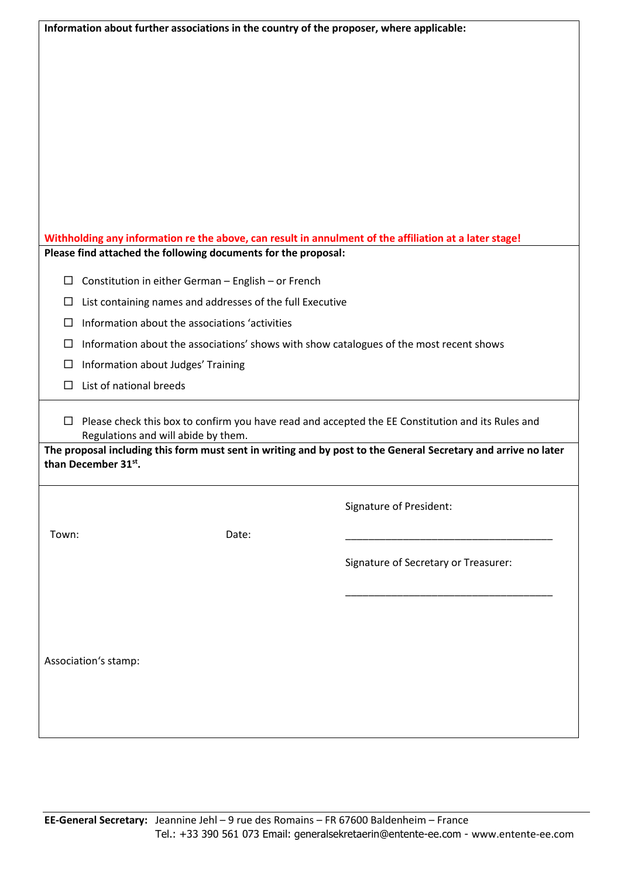**Information about further associations in the country of the proposer, where applicable:**

**Withholding any information re the above, can result in annulment of the affiliation at a later stage!**

**Please find attached the following documents for the proposal:**

- ☐ Constitution in either German – English – or French
- ☐ List containing names and addresses of the full Executive
- ☐ Information about the associations 'activities
- ☐ Information about the associations' shows with show catalogues of the most recent shows
- ☐ Information about Judges' Training
- ☐ List of national breeds

- ☐ Please check this box to confirm you have read and accepted the EE Constitution and its Rules and Regulations and will abide by them.

**The proposal including this form must sent in writing and by post to the General Secretary and arrive no later than December 31st.**

Town: Date:

Signature of President:

_____________________________________

Signature of Secretary or Treasurer:

_____________________________________

Association's stamp:

**EE-General Secretary:** Jeannine Jehl – 9 rue des Romains – FR 67600 Baldenheim – France
Tel.: +33 390 561 073 Email: generalsekretaerin@entente-ee.com - www.entente-ee.com